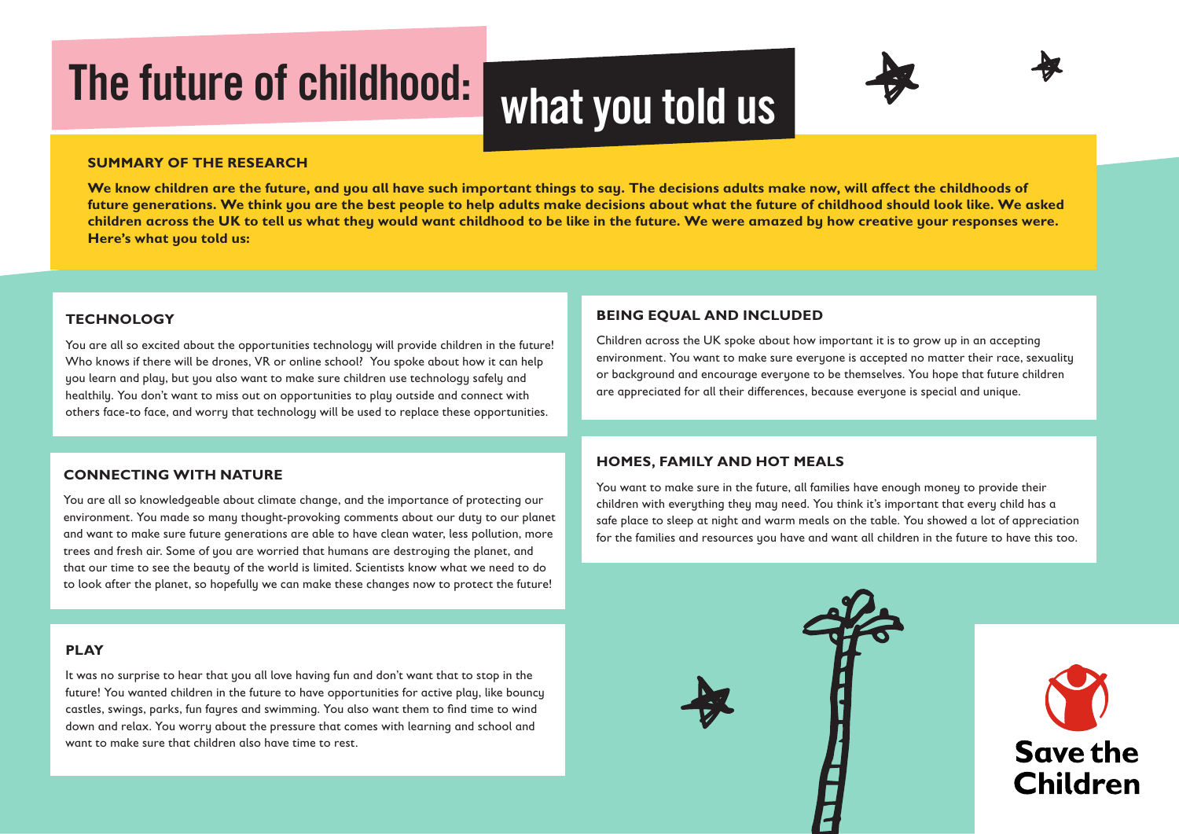# The future of childhood: what you told us

## SUMMARY OF THE RESEARCH

**We know children are the future, and you all have such important things to say. The decisions adults make now, will affect the childhoods of future generations. We think you are the best people to help adults make decisions about what the future of childhood should look like. We asked children across the UK to tell us what they would want childhood to be like in the future. We were amazed by how creative your responses were. Here's what you told us:**

### TECHNOLOGY

You are all so excited about the opportunities technology will provide children in the future! Who knows if there will be drones, VR or online school? You spoke about how it can help you learn and play, but you also want to make sure children use technology safely and healthily. You don't want to miss out on opportunities to play outside and connect with others face-to face, and worry that technology will be used to replace these opportunities.

### CONNECTING WITH NATURE

You are all so knowledgeable about climate change, and the importance of protecting our environment. You made so many thought-provoking comments about our duty to our planet and want to make sure future generations are able to have clean water, less pollution, more trees and fresh air. Some of you are worried that humans are destroying the planet, and that our time to see the beauty of the world is limited. Scientists know what we need to do to look after the planet, so hopefully we can make these changes now to protect the future!

### PLAY

It was no surprise to hear that you all love having fun and don't want that to stop in the future! You wanted children in the future to have opportunities for active play, like bouncy castles, swings, parks, fun fayres and swimming. You also want them to find time to wind down and relax. You worry about the pressure that comes with learning and school and want to make sure that children also have time to rest.

### BEING EQUAL AND INCLUDED

Children across the UK spoke about how important it is to grow up in an accepting environment. You want to make sure everyone is accepted no matter their race, sexuality or background and encourage everyone to be themselves. You hope that future children are appreciated for all their differences, because everyone is special and unique.

### HOMES, FAMILY AND HOT MEALS

You want to make sure in the future, all families have enough money to provide their children with everything they may need. You think it's important that every child has a safe place to sleep at night and warm meals on the table. You showed a lot of appreciation for the families and resources you have and want all children in the future to have this too.

Save the Children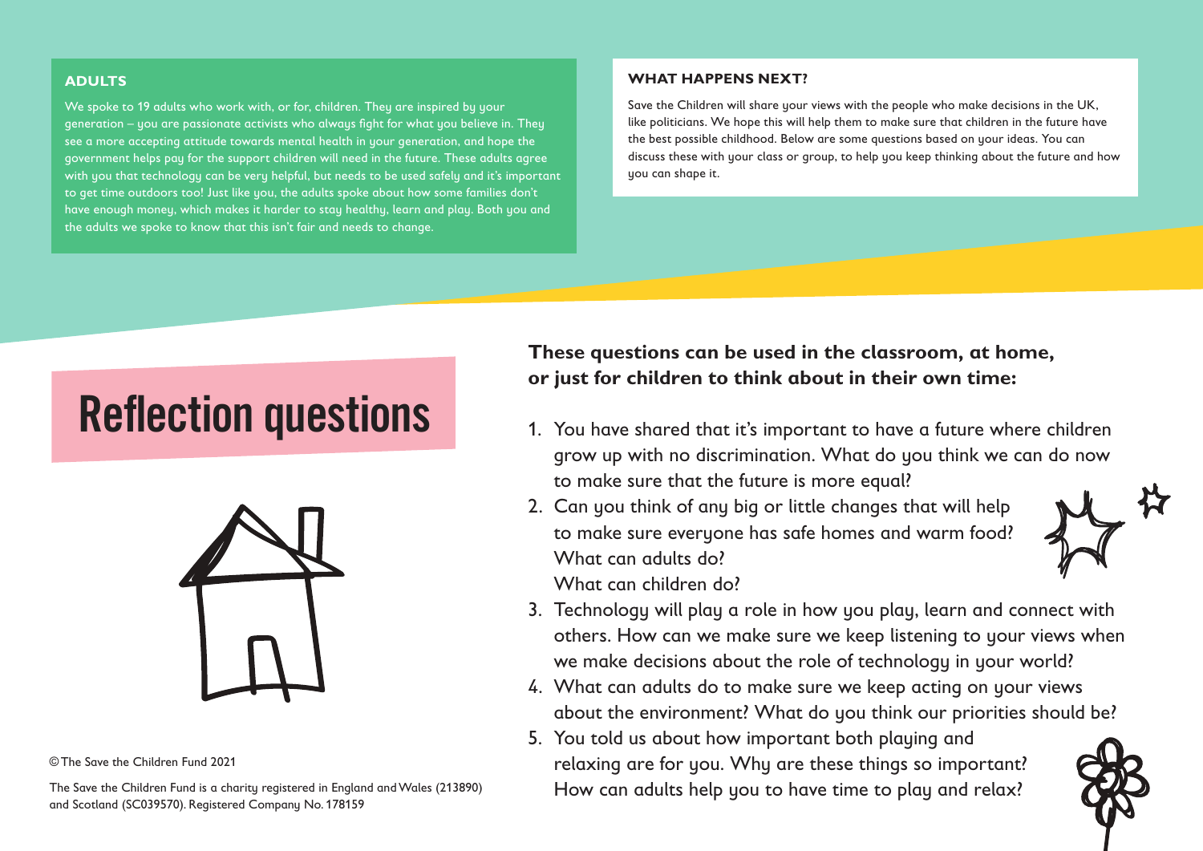## ADULTS

We spoke to 19 adults who work with, or for, children. They are inspired by your generation – you are passionate activists who always fight for what you believe in. They see a more accepting attitude towards mental health in your generation, and hope the government helps pay for the support children will need in the future. These adults agree with you that technology can be very helpful, but needs to be used safely and it's important to get time outdoors too! Just like you, the adults spoke about how some families don't have enough money, which makes it harder to stay healthy, learn and play. Both you and the adults we spoke to know that this isn't fair and needs to change.

## WHAT HAPPENS NEXT?

Save the Children will share your views with the people who make decisions in the UK, like politicians. We hope this will help them to make sure that children in the future have the best possible childhood. Below are some questions based on your ideas. You can discuss these with your class or group, to help you keep thinking about the future and how you can shape it.

# Reflection questions

**These questions can be used in the classroom, at home, or just for children to think about in their own time:**

1. You have shared that it's important to have a future where children grow up with no discrimination. What do you think we can do now to make sure that the future is more equal?
2. Can you think of any big or little changes that will help to make sure everyone has safe homes and warm food? What can adults do? What can children do?
3. Technology will play a role in how you play, learn and connect with others. How can we make sure we keep listening to your views when we make decisions about the role of technology in your world?
4. What can adults do to make sure we keep acting on your views about the environment? What do you think our priorities should be?
5. You told us about how important both playing and relaxing are for you. Why are these things so important? How can adults help you to have time to play and relax?

© The Save the Children Fund 2021

The Save the Children Fund is a charity registered in England and Wales (213890) and Scotland (SC039570). Registered Company No. 178159